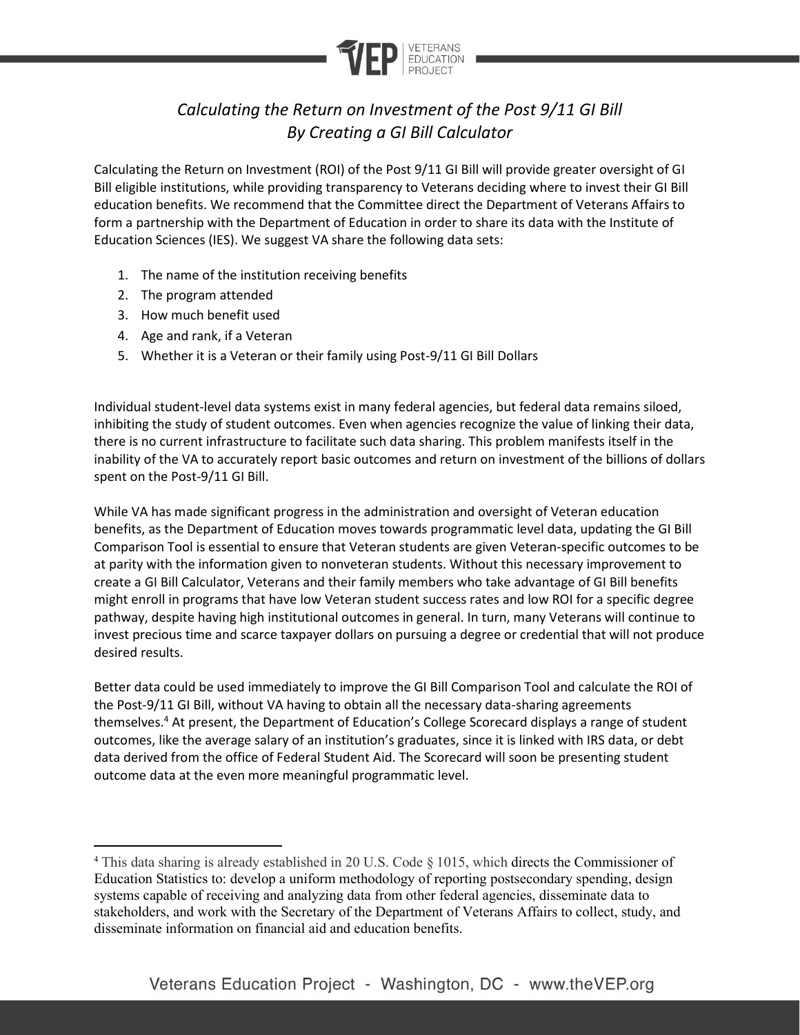# *Calculating the Return on Investment of the Post 9/11 GI Bill By Creating a GI Bill Calculator*

Calculating the Return on Investment (ROI) of the Post 9/11 GI Bill will provide greater oversight of GI Bill eligible institutions, while providing transparency to Veterans deciding where to invest their GI Bill education benefits. We recommend that the Committee direct the Department of Veterans Affairs to form a partnership with the Department of Education in order to share its data with the Institute of Education Sciences (IES). We suggest VA share the following data sets:

1. The name of the institution receiving benefits
2. The program attended
3. How much benefit used
4. Age and rank, if a Veteran
5. Whether it is a Veteran or their family using Post-9/11 GI Bill Dollars

Individual student-level data systems exist in many federal agencies, but federal data remains siloed, inhibiting the study of student outcomes. Even when agencies recognize the value of linking their data, there is no current infrastructure to facilitate such data sharing. This problem manifests itself in the inability of the VA to accurately report basic outcomes and return on investment of the billions of dollars spent on the Post-9/11 GI Bill.

While VA has made significant progress in the administration and oversight of Veteran education benefits, as the Department of Education moves towards programmatic level data, updating the GI Bill Comparison Tool is essential to ensure that Veteran students are given Veteran-specific outcomes to be at parity with the information given to nonveteran students. Without this necessary improvement to create a GI Bill Calculator, Veterans and their family members who take advantage of GI Bill benefits might enroll in programs that have low Veteran student success rates and low ROI for a specific degree pathway, despite having high institutional outcomes in general. In turn, many Veterans will continue to invest precious time and scarce taxpayer dollars on pursuing a degree or credential that will not produce desired results.

Better data could be used immediately to improve the GI Bill Comparison Tool and calculate the ROI of the Post-9/11 GI Bill, without VA having to obtain all the necessary data-sharing agreements themselves.[4] At present, the Department of Education's College Scorecard displays a range of student outcomes, like the average salary of an institution's graduates, since it is linked with IRS data, or debt data derived from the office of Federal Student Aid. The Scorecard will soon be presenting student outcome data at the even more meaningful programmatic level.

---

[4] This data sharing is already established in 20 U.S. Code § 1015, which directs the Commissioner of Education Statistics to: develop a uniform methodology of reporting postsecondary spending, design systems capable of receiving and analyzing data from other federal agencies, disseminate data to stakeholders, and work with the Secretary of the Department of Veterans Affairs to collect, study, and disseminate information on financial aid and education benefits.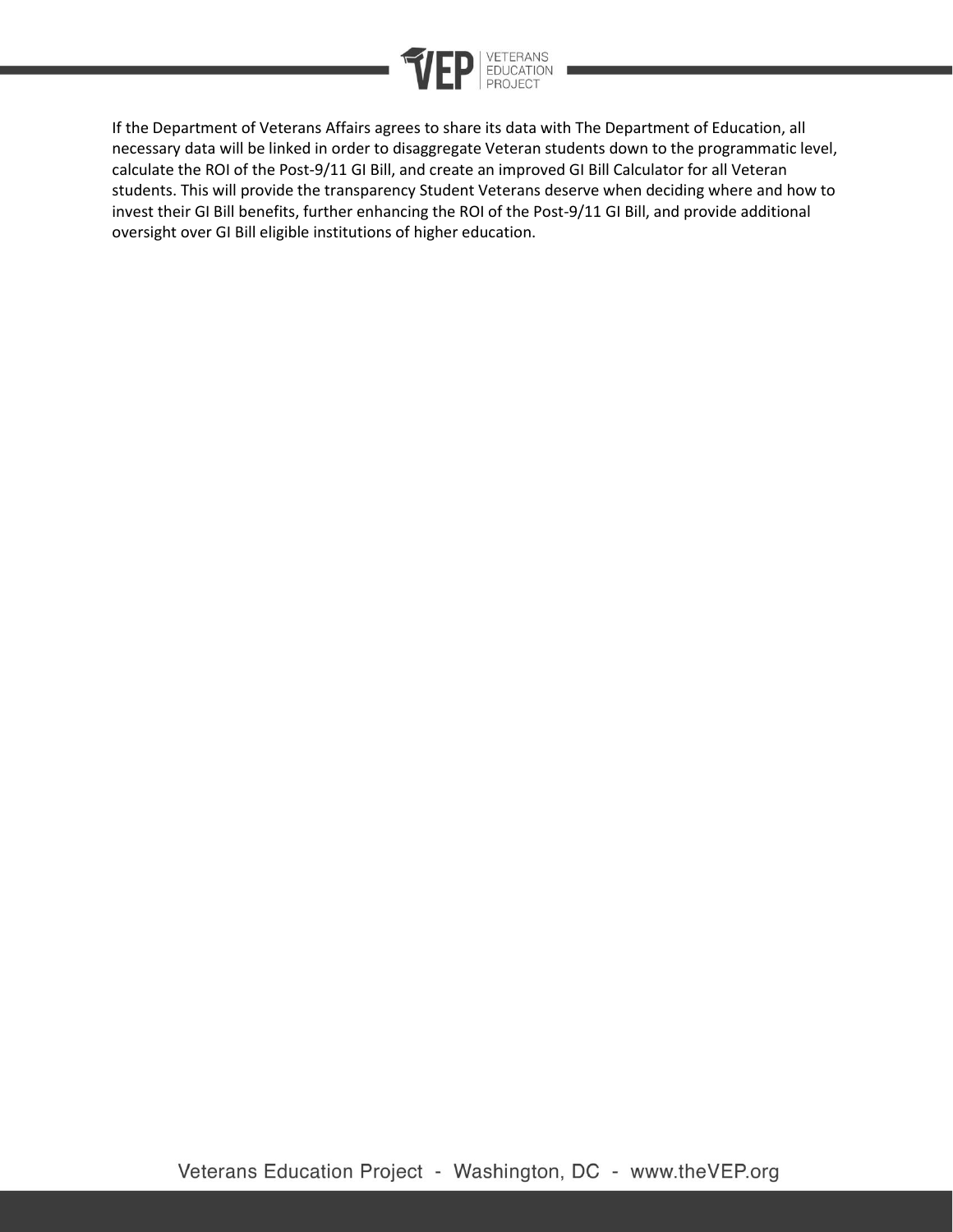If the Department of Veterans Affairs agrees to share its data with The Department of Education, all necessary data will be linked in order to disaggregate Veteran students down to the programmatic level, calculate the ROI of the Post-9/11 GI Bill, and create an improved GI Bill Calculator for all Veteran students. This will provide the transparency Student Veterans deserve when deciding where and how to invest their GI Bill benefits, further enhancing the ROI of the Post-9/11 GI Bill, and provide additional oversight over GI Bill eligible institutions of higher education.